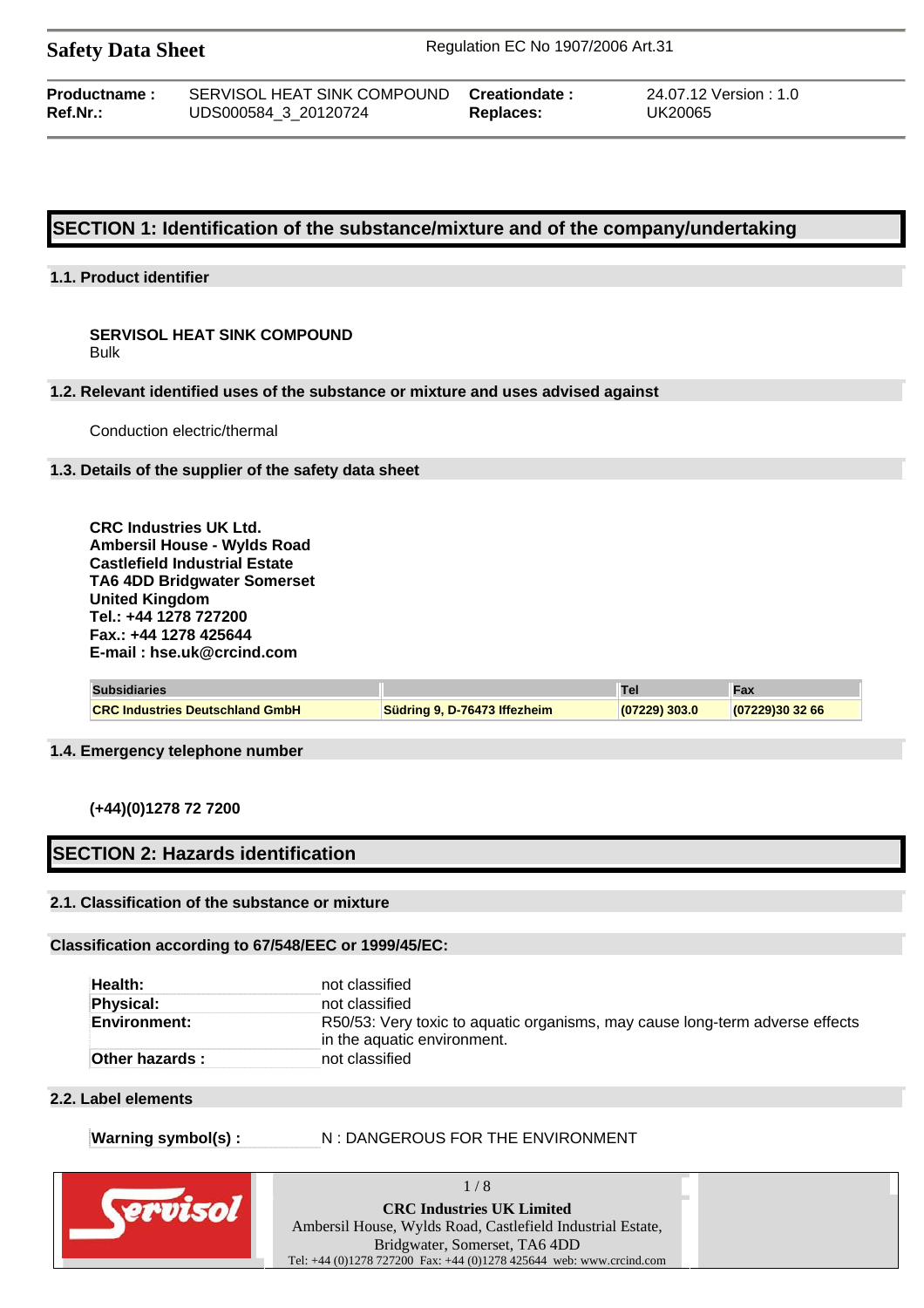**Safety Data Sheet** Regulation EC No 1907/2006 Art.31

| **Productname :** | SERVISOL HEAT SINK COMPOUND | **Creationdate :** | 24.07.12 Version : 1.0 |
|---|---|---|---|
| **Ref.Nr.:** | UDS000584_3_20120724 | **Replaces:** | UK20065 |

## SECTION 1: Identification of the substance/mixture and of the company/undertaking

### 1.1. Product identifier

**SERVISOL HEAT SINK COMPOUND**
Bulk

### 1.2. Relevant identified uses of the substance or mixture and uses advised against

Conduction electric/thermal

### 1.3. Details of the supplier of the safety data sheet

**CRC Industries UK Ltd.**
**Ambersil House - Wylds Road**
**Castlefield Industrial Estate**
**TA6 4DD Bridgwater Somerset**
**United Kingdom**
**Tel.: +44 1278 727200**
**Fax.: +44 1278 425644**
**E-mail : hse.uk@crcind.com**

| Subsidiaries | | Tel | Fax |
|---|---|---|---|
| **CRC Industries Deutschland GmbH** | **Südring 9, D-76473 Iffezheim** | **(07229) 303.0** | **(07229)30 32 66** |

### 1.4. Emergency telephone number

**(+44)(0)1278 72 7200**

## SECTION 2: Hazards identification

### 2.1. Classification of the substance or mixture

### Classification according to 67/548/EEC or 1999/45/EC:

| | |
|---|---|
| **Health:** | not classified |
| **Physical:** | not classified |
| **Environment:** | R50/53: Very toxic to aquatic organisms, may cause long-term adverse effects in the aquatic environment. |
| **Other hazards :** | not classified |

### 2.2. Label elements

| | |
|---|---|
| **Warning symbol(s) :** | N : DANGEROUS FOR THE ENVIRONMENT |

**CRC Industries UK Limited**
Ambersil House, Wylds Road, Castlefield Industrial Estate,
Bridgwater, Somerset, TA6 4DD
Tel: +44 (0)1278 727200 Fax: +44 (0)1278 425644 web: www.crcind.com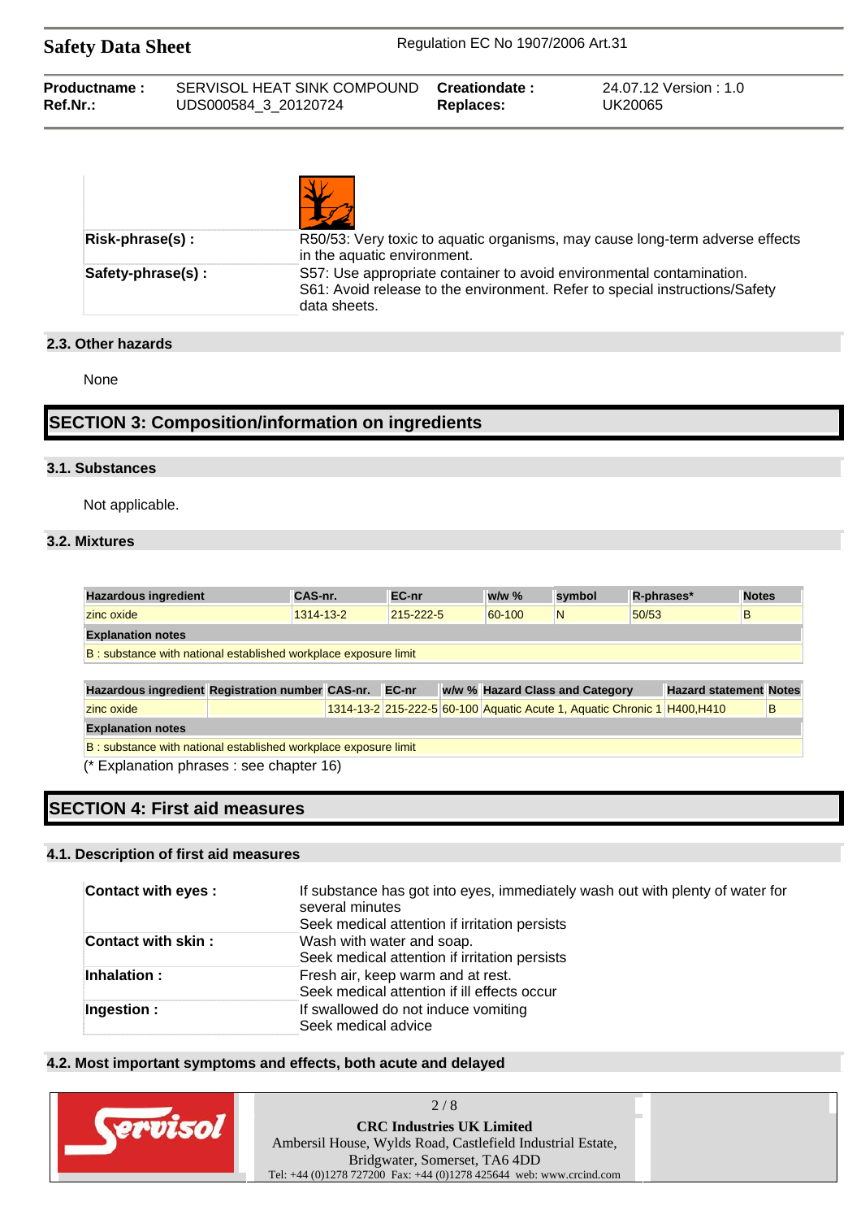| | |
|---|---|
| **Risk-phrase(s) :** | R50/53: Very toxic to aquatic organisms, may cause long-term adverse effects in the aquatic environment. |
| **Safety-phrase(s) :** | S57: Use appropriate container to avoid environmental contamination.<br>S61: Avoid release to the environment. Refer to special instructions/Safety data sheets. |

### 2.3. Other hazards

None

## SECTION 3: Composition/information on ingredients

### 3.1. Substances

Not applicable.

### 3.2. Mixtures

| Hazardous ingredient | CAS-nr. | EC-nr | w/w % | symbol | R-phrases* | Notes |
|---|---|---|---|---|---|---|
| zinc oxide | 1314-13-2 | 215-222-5 | 60-100 | N | 50/53 | B |
| **Explanation notes** | | | | | | |
| B : substance with national established workplace exposure limit | | | | | | |

| Hazardous ingredient | Registration number | CAS-nr. | EC-nr | w/w % | Hazard Class and Category | Hazard statement | Notes |
|---|---|---|---|---|---|---|---|
| zinc oxide | | 1314-13-2 | 215-222-5 | 60-100 | Aquatic Acute 1, Aquatic Chronic 1 | H400,H410 | B |
| **Explanation notes** | | | | | | | |
| B : substance with national established workplace exposure limit | | | | | | | |

(* Explanation phrases : see chapter 16)

## SECTION 4: First aid measures

### 4.1. Description of first aid measures

| | |
|---|---|
| **Contact with eyes :** | If substance has got into eyes, immediately wash out with plenty of water for several minutes<br>Seek medical attention if irritation persists |
| **Contact with skin :** | Wash with water and soap.<br>Seek medical attention if irritation persists |
| **Inhalation :** | Fresh air, keep warm and at rest.<br>Seek medical attention if ill effects occur |
| **Ingestion :** | If swallowed do not induce vomiting<br>Seek medical advice |

### 4.2. Most important symptoms and effects, both acute and delayed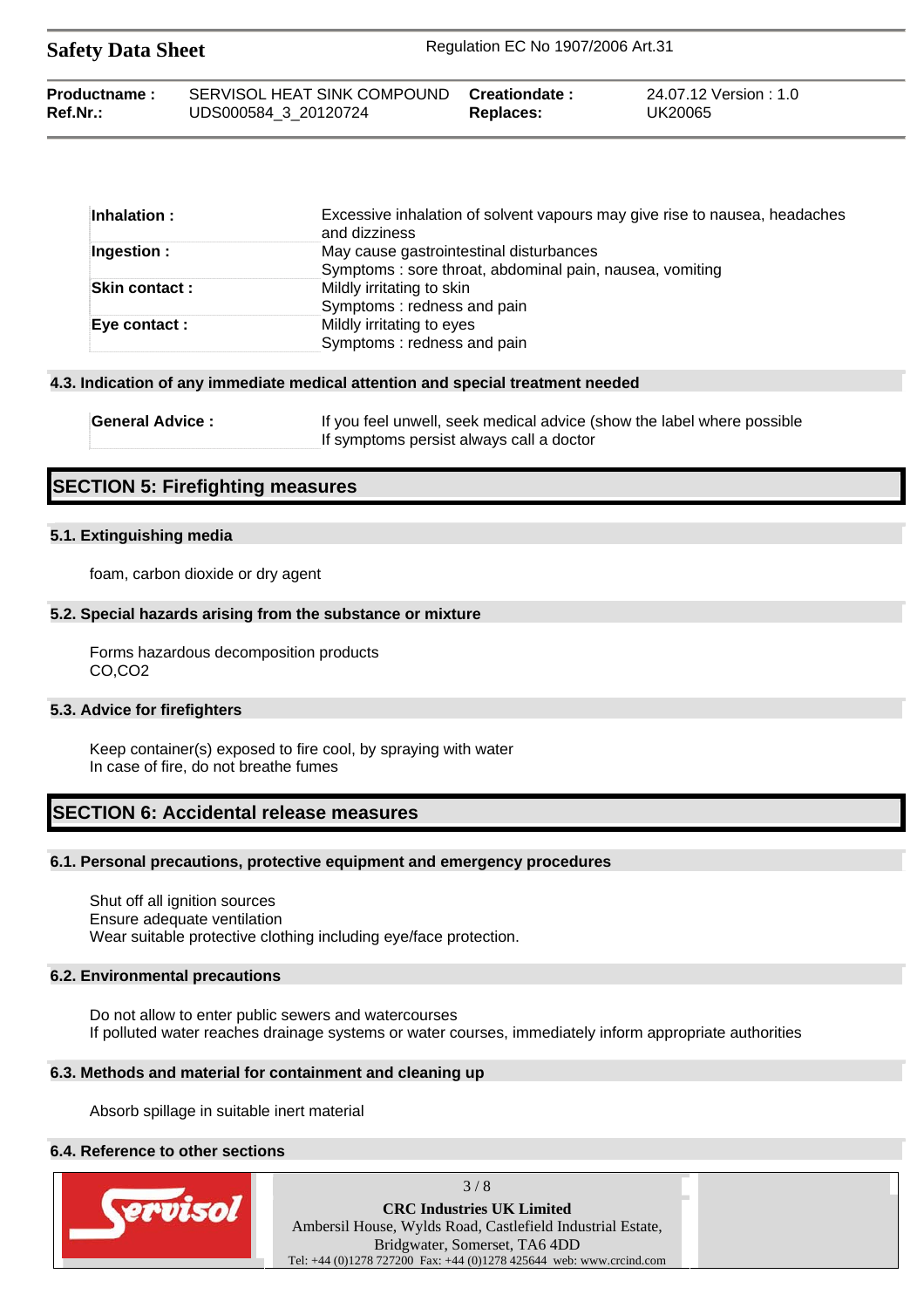| | |
|---|---|
| **Inhalation :** | Excessive inhalation of solvent vapours may give rise to nausea, headaches and dizziness |
| **Ingestion :** | May cause gastrointestinal disturbances<br>Symptoms : sore throat, abdominal pain, nausea, vomiting |
| **Skin contact :** | Mildly irritating to skin<br>Symptoms : redness and pain |
| **Eye contact :** | Mildly irritating to eyes<br>Symptoms : redness and pain |

### 4.3. Indication of any immediate medical attention and special treatment needed

| | |
|---|---|
| **General Advice :** | If you feel unwell, seek medical advice (show the label where possible<br>If symptoms persist always call a doctor |

## SECTION 5: Firefighting measures

### 5.1. Extinguishing media

foam, carbon dioxide or dry agent

### 5.2. Special hazards arising from the substance or mixture

Forms hazardous decomposition products
CO,CO2

### 5.3. Advice for firefighters

Keep container(s) exposed to fire cool, by spraying with water
In case of fire, do not breathe fumes

## SECTION 6: Accidental release measures

### 6.1. Personal precautions, protective equipment and emergency procedures

Shut off all ignition sources
Ensure adequate ventilation
Wear suitable protective clothing including eye/face protection.

### 6.2. Environmental precautions

Do not allow to enter public sewers and watercourses
If polluted water reaches drainage systems or water courses, immediately inform appropriate authorities

### 6.3. Methods and material for containment and cleaning up

Absorb spillage in suitable inert material

### 6.4. Reference to other sections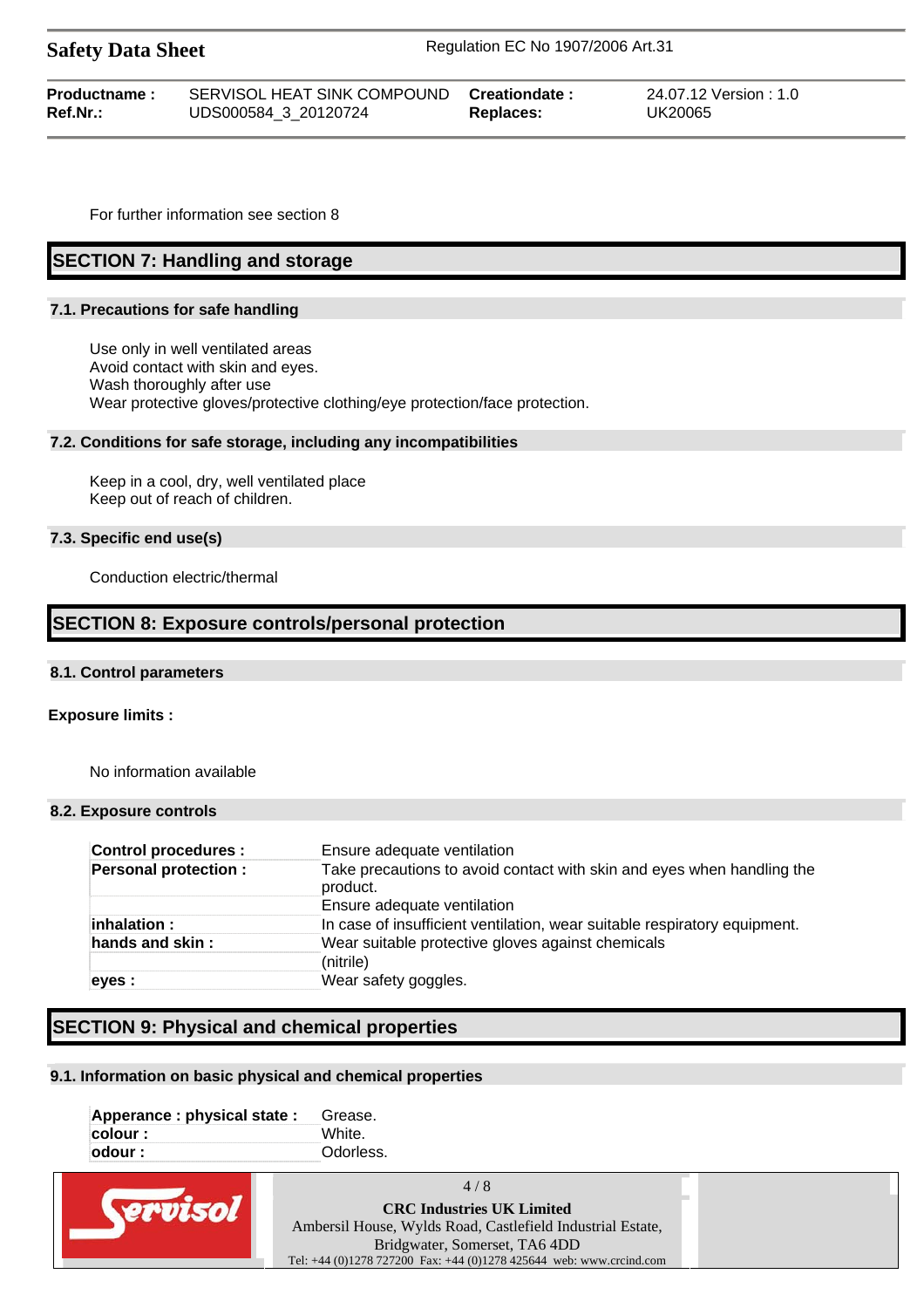For further information see section 8

## SECTION 7: Handling and storage

### 7.1. Precautions for safe handling

Use only in well ventilated areas
Avoid contact with skin and eyes.
Wash thoroughly after use
Wear protective gloves/protective clothing/eye protection/face protection.

### 7.2. Conditions for safe storage, including any incompatibilities

Keep in a cool, dry, well ventilated place
Keep out of reach of children.

### 7.3. Specific end use(s)

Conduction electric/thermal

## SECTION 8: Exposure controls/personal protection

### 8.1. Control parameters

**Exposure limits :**

No information available

### 8.2. Exposure controls

| | |
|---|---|
| **Control procedures :** | Ensure adequate ventilation |
| **Personal protection :** | Take precautions to avoid contact with skin and eyes when handling the product. |
| | Ensure adequate ventilation |
| **inhalation :** | In case of insufficient ventilation, wear suitable respiratory equipment. |
| **hands and skin :** | Wear suitable protective gloves against chemicals |
| | (nitrile) |
| **eyes :** | Wear safety goggles. |

## SECTION 9: Physical and chemical properties

### 9.1. Information on basic physical and chemical properties

| | |
|---|---|
| **Apperance : physical state :** | Grease. |
| **colour :** | White. |
| **odour :** | Odorless. |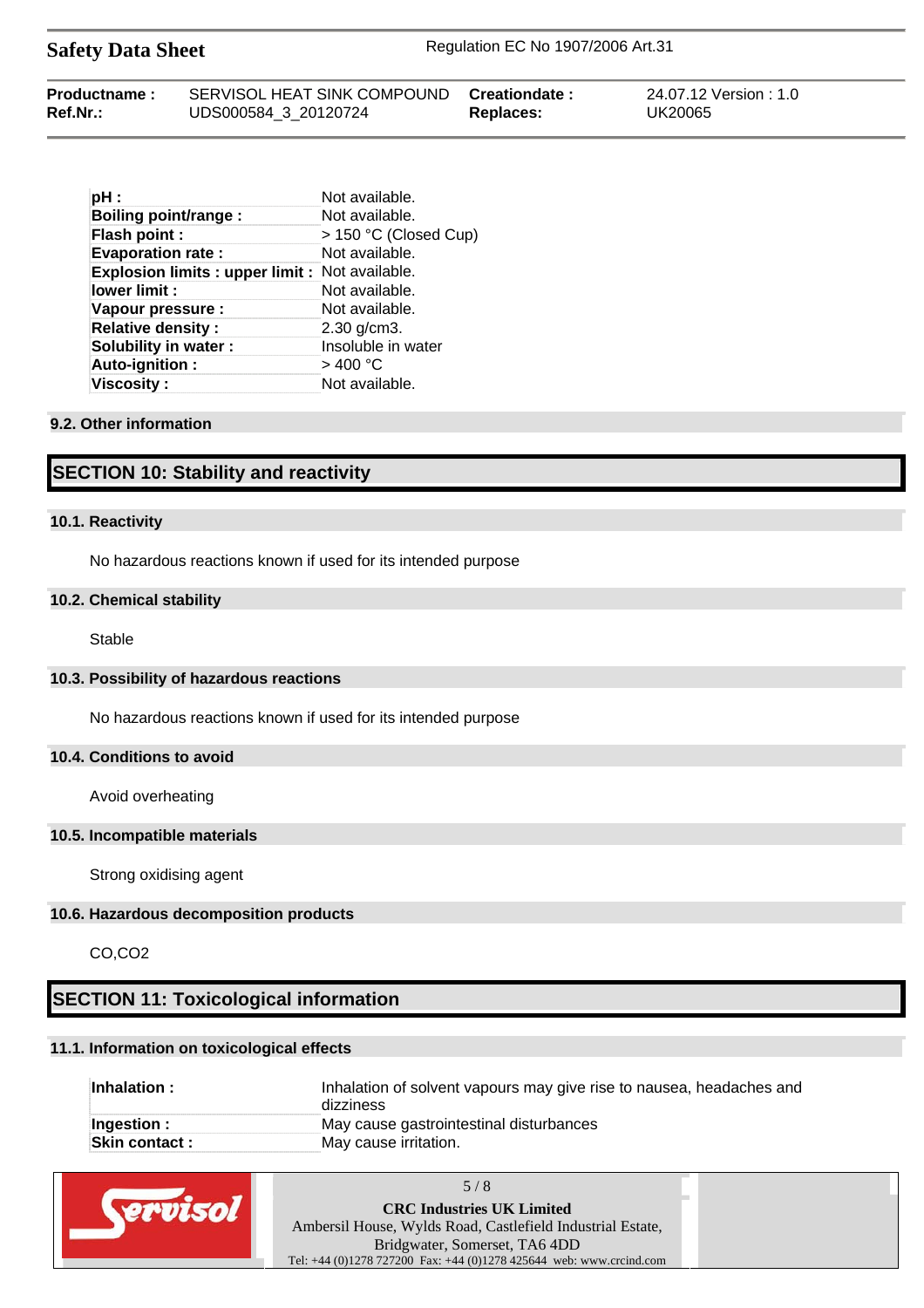| | |
|---|---|
| **pH :** | Not available. |
| **Boiling point/range :** | Not available. |
| **Flash point :** | > 150 °C (Closed Cup) |
| **Evaporation rate :** | Not available. |
| **Explosion limits : upper limit :** | Not available. |
| **lower limit :** | Not available. |
| **Vapour pressure :** | Not available. |
| **Relative density :** | 2.30 g/cm3. |
| **Solubility in water :** | Insoluble in water |
| **Auto-ignition :** | > 400 °C |
| **Viscosity :** | Not available. |

### 9.2. Other information

## SECTION 10: Stability and reactivity

### 10.1. Reactivity

No hazardous reactions known if used for its intended purpose

### 10.2. Chemical stability

Stable

### 10.3. Possibility of hazardous reactions

No hazardous reactions known if used for its intended purpose

### 10.4. Conditions to avoid

Avoid overheating

### 10.5. Incompatible materials

Strong oxidising agent

### 10.6. Hazardous decomposition products

$CO$, $CO_2$

## SECTION 11: Toxicological information

### 11.1. Information on toxicological effects

| | |
|---|---|
| **Inhalation :** | Inhalation of solvent vapours may give rise to nausea, headaches and dizziness |
| **Ingestion :** | May cause gastrointestinal disturbances |
| **Skin contact :** | May cause irritation. |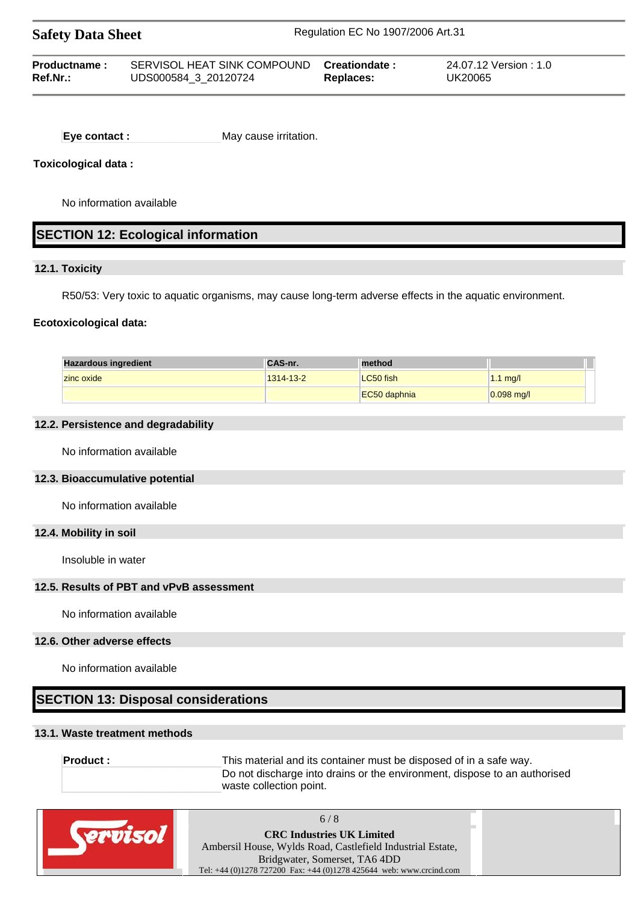**Eye contact :** May cause irritation.

**Toxicological data :**

No information available

## SECTION 12: Ecological information

### 12.1. Toxicity

R50/53: Very toxic to aquatic organisms, may cause long-term adverse effects in the aquatic environment.

**Ecotoxicological data:**

| Hazardous ingredient | CAS-nr. | method | |
|---|---|---|---|
| zinc oxide | 1314-13-2 | LC50 fish | 1.1 mg/l |
| | | EC50 daphnia | 0.098 mg/l |

### 12.2. Persistence and degradability

No information available

### 12.3. Bioaccumulative potential

No information available

### 12.4. Mobility in soil

Insoluble in water

### 12.5. Results of PBT and vPvB assessment

No information available

### 12.6. Other adverse effects

No information available

## SECTION 13: Disposal considerations

### 13.1. Waste treatment methods

**Product :** This material and its container must be disposed of in a safe way.
Do not discharge into drains or the environment, dispose to an authorised waste collection point.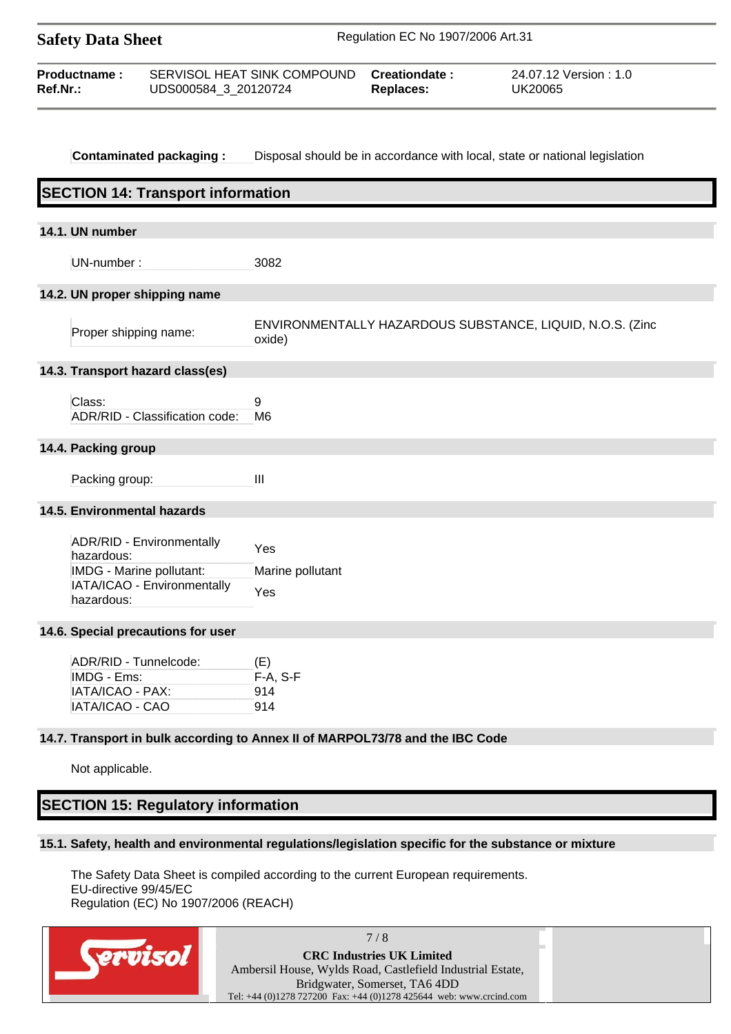**Contaminated packaging :** Disposal should be in accordance with local, state or national legislation

## SECTION 14: Transport information

### 14.1. UN number

| | |
|---|---|
| UN-number : | 3082 |

### 14.2. UN proper shipping name

| | |
|---|---|
| Proper shipping name: | ENVIRONMENTALLY HAZARDOUS SUBSTANCE, LIQUID, N.O.S. (Zinc oxide) |

### 14.3. Transport hazard class(es)

| | |
|---|---|
| Class: | 9 |
| ADR/RID - Classification code: | M6 |

### 14.4. Packing group

| | |
|---|---|
| Packing group: | III |

### 14.5. Environmental hazards

| | |
|---|---|
| ADR/RID - Environmentally hazardous: | Yes |
| IMDG - Marine pollutant: | Marine pollutant |
| IATA/ICAO - Environmentally hazardous: | Yes |

### 14.6. Special precautions for user

| | |
|---|---|
| ADR/RID - Tunnelcode: | (E) |
| IMDG - Ems: | F-A, S-F |
| IATA/ICAO - PAX: | 914 |
| IATA/ICAO - CAO | 914 |

### 14.7. Transport in bulk according to Annex II of MARPOL73/78 and the IBC Code

Not applicable.

## SECTION 15: Regulatory information

### 15.1. Safety, health and environmental regulations/legislation specific for the substance or mixture

The Safety Data Sheet is compiled according to the current European requirements.
EU-directive 99/45/EC
Regulation (EC) No 1907/2006 (REACH)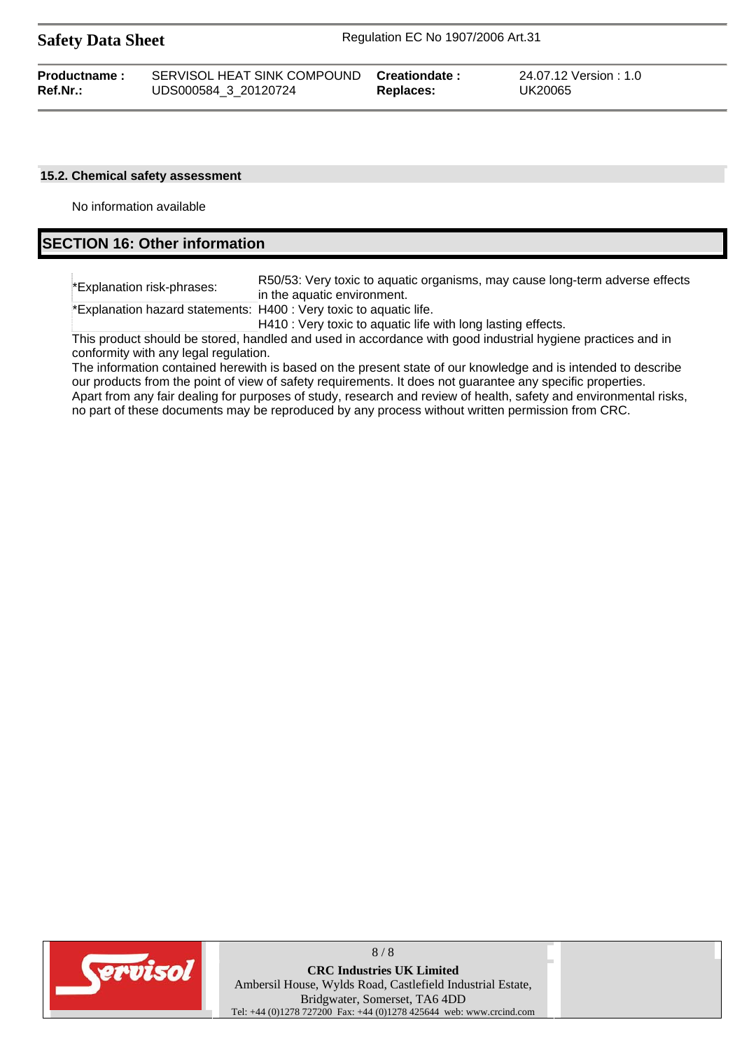### 15.2. Chemical safety assessment

No information available

## SECTION 16: Other information

| | |
|---|---|
| *Explanation risk-phrases: | R50/53: Very toxic to aquatic organisms, may cause long-term adverse effects in the aquatic environment. |
| *Explanation hazard statements: | H400 : Very toxic to aquatic life.<br>H410 : Very toxic to aquatic life with long lasting effects. |

This product should be stored, handled and used in accordance with good industrial hygiene practices and in conformity with any legal regulation.

The information contained herewith is based on the present state of our knowledge and is intended to describe our products from the point of view of safety requirements. It does not guarantee any specific properties.

Apart from any fair dealing for purposes of study, research and review of health, safety and environmental risks, no part of these documents may be reproduced by any process without written permission from CRC.